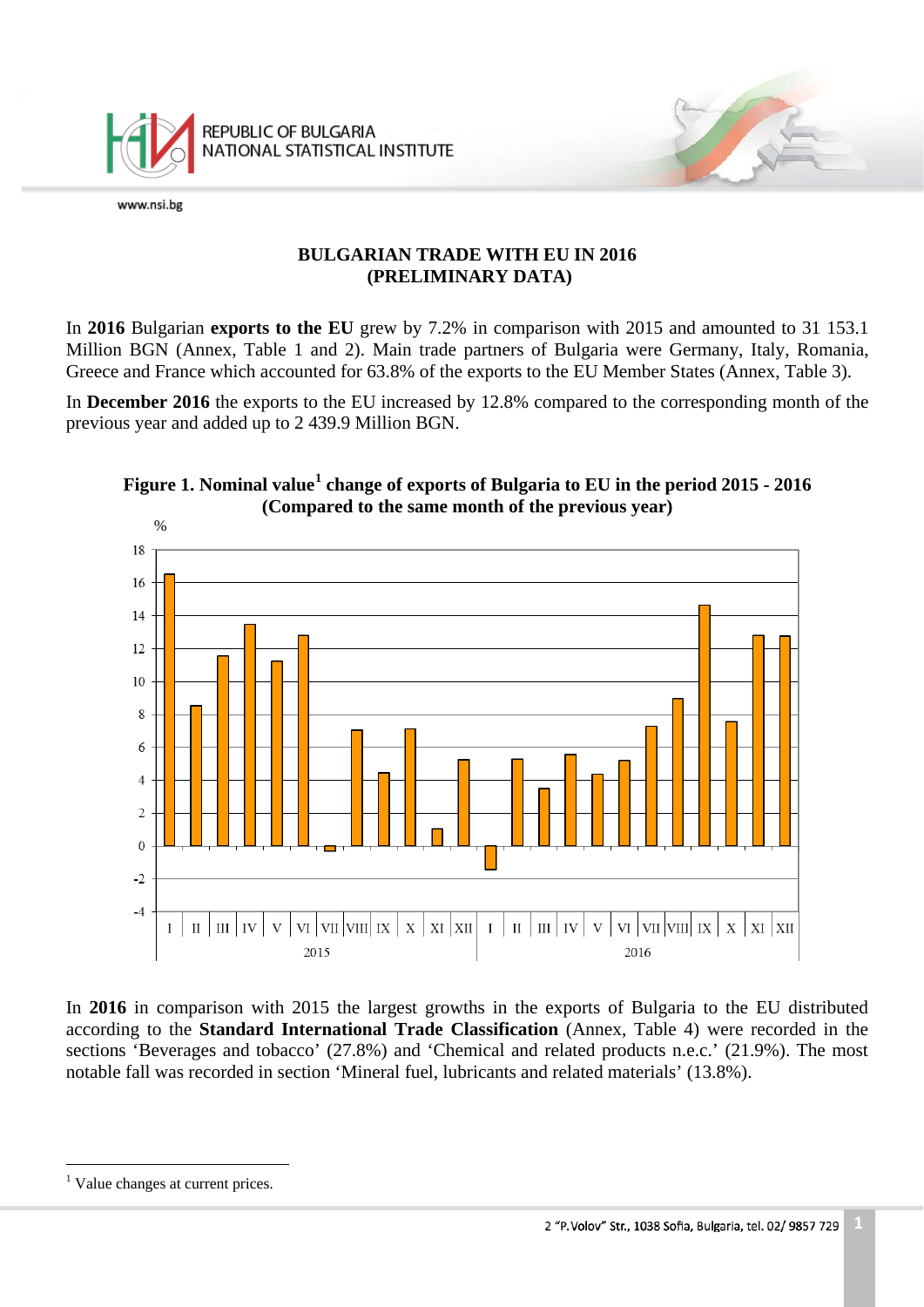# BULGARIAN TRADE WITH EU IN 2016
## (PRELIMINARY DATA)

In **2016** Bulgarian **exports to the EU** grew by 7.2% in comparison with 2015 and amounted to 31 153.1 Million BGN (Annex, Table 1 and 2). Main trade partners of Bulgaria were Germany, Italy, Romania, Greece and France which accounted for 63.8% of the exports to the EU Member States (Annex, Table 3).

In **December 2016** the exports to the EU increased by 12.8% compared to the corresponding month of the previous year and added up to 2 439.9 Million BGN.

**Figure 1. Nominal value[1] change of exports of Bulgaria to EU in the period 2015 - 2016 (Compared to the same month of the previous year)**

In **2016** in comparison with 2015 the largest growths in the exports of Bulgaria to the EU distributed according to the **Standard International Trade Classification** (Annex, Table 4) were recorded in the sections 'Beverages and tobacco' (27.8%) and 'Chemical and related products n.e.c.' (21.9%). The most notable fall was recorded in section 'Mineral fuel, lubricants and related materials' (13.8%).

---

[1] Value changes at current prices.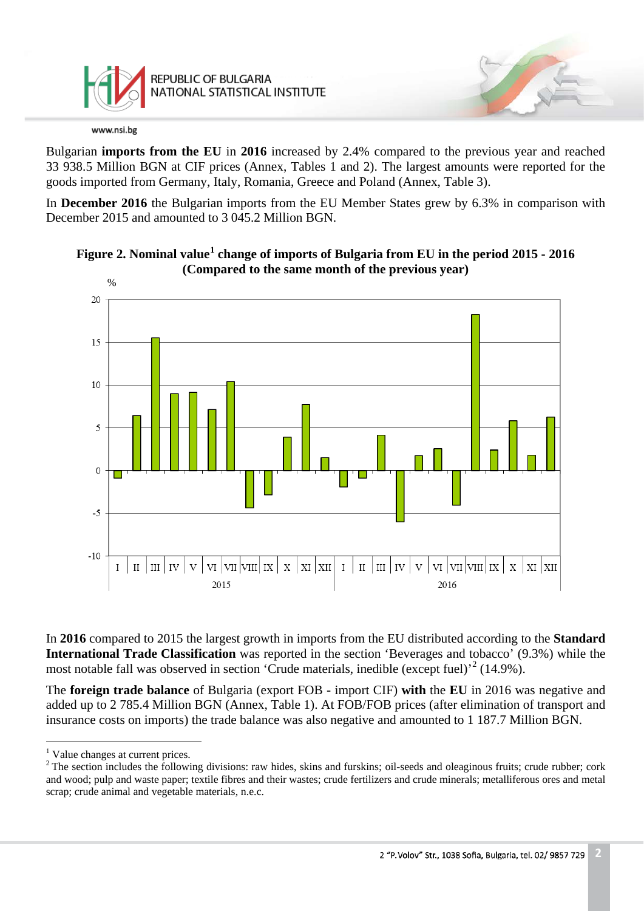Bulgarian **imports from the EU** in **2016** increased by 2.4% compared to the previous year and reached 33 938.5 Million BGN at CIF prices (Annex, Tables 1 and 2). The largest amounts were reported for the goods imported from Germany, Italy, Romania, Greece and Poland (Annex, Table 3).

In **December 2016** the Bulgarian imports from the EU Member States grew by 6.3% in comparison with December 2015 and amounted to 3 045.2 Million BGN.

**Figure 2. Nominal value[1] change of imports of Bulgaria from EU in the period 2015 - 2016 (Compared to the same month of the previous year)**

In **2016** compared to 2015 the largest growth in imports from the EU distributed according to the **Standard International Trade Classification** was reported in the section 'Beverages and tobacco' (9.3%) while the most notable fall was observed in section 'Crude materials, inedible (except fuel)'[2] (14.9%).

The **foreign trade balance** of Bulgaria (export FOB - import CIF) **with** the **EU** in 2016 was negative and added up to 2 785.4 Million BGN (Annex, Table 1). At FOB/FOB prices (after elimination of transport and insurance costs on imports) the trade balance was also negative and amounted to 1 187.7 Million BGN.

---

[1] Value changes at current prices.

[2] The section includes the following divisions: raw hides, skins and furskins; oil-seeds and oleaginous fruits; crude rubber; cork and wood; pulp and waste paper; textile fibres and their wastes; crude fertilizers and crude minerals; metalliferous ores and metal scrap; crude animal and vegetable materials, n.e.c.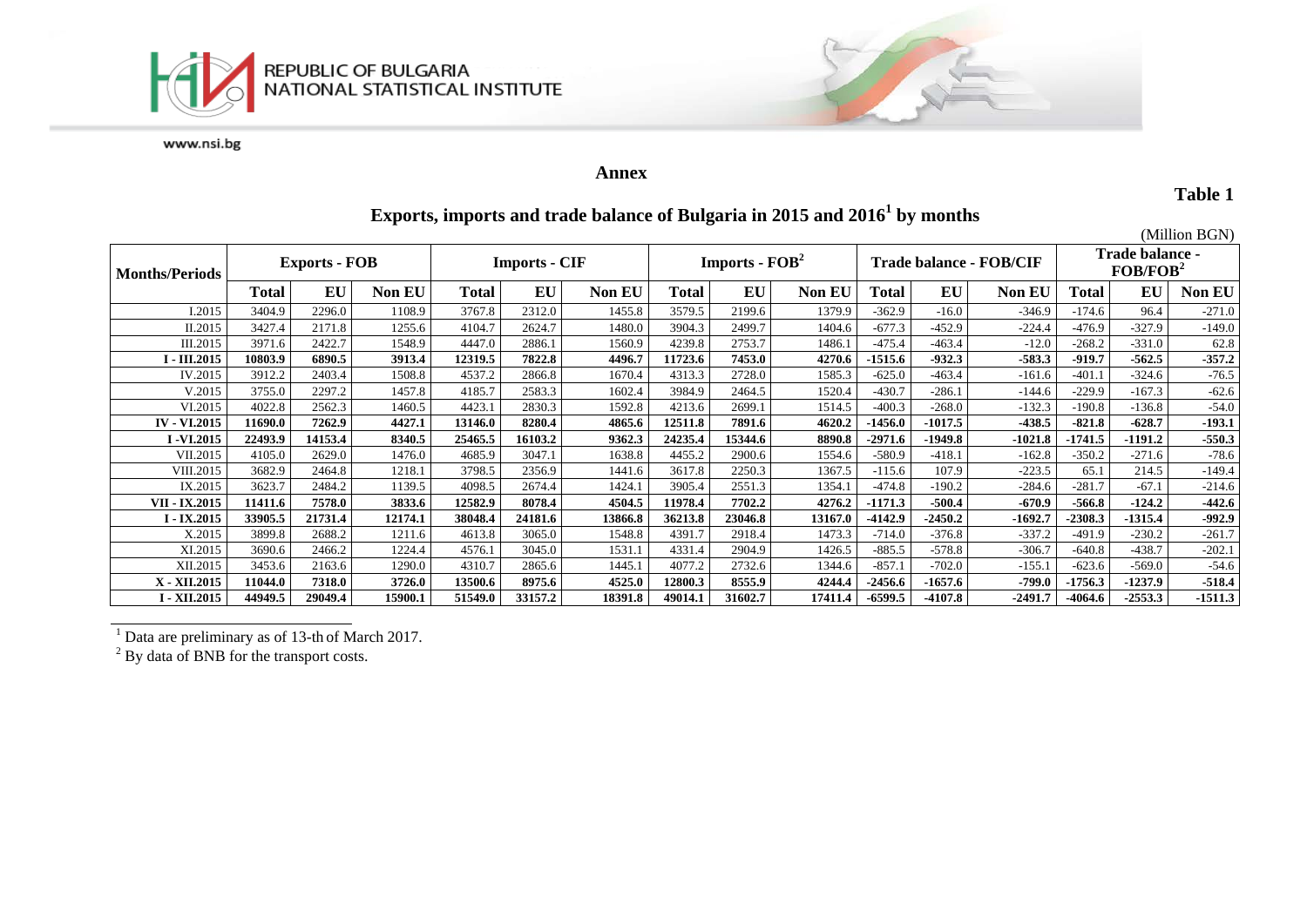## Annex

**Table 1**

# Exports, imports and trade balance of Bulgaria in 2015 and 2016[1] by months

(Million BGN)

| Months/Periods | Exports - FOB | | | Imports - CIF | | | Imports - FOB[2] | | | Trade balance - FOB/CIF | | | Trade balance - FOB/FOB[2] | | |
|---|---|---|---|---|---|---|---|---|---|---|---|---|---|---|---|
| | **Total** | **EU** | **Non EU** | **Total** | **EU** | **Non EU** | **Total** | **EU** | **Non EU** | **Total** | **EU** | **Non EU** | **Total** | **EU** | **Non EU** |
| I.2015 | 3404.9 | 2296.0 | 1108.9 | 3767.8 | 2312.0 | 1455.8 | 3579.5 | 2199.6 | 1379.9 | -362.9 | -16.0 | -346.9 | -174.6 | 96.4 | -271.0 |
| II.2015 | 3427.4 | 2171.8 | 1255.6 | 4104.7 | 2624.7 | 1480.0 | 3904.3 | 2499.7 | 1404.6 | -677.3 | -452.9 | -224.4 | -476.9 | -327.9 | -149.0 |
| III.2015 | 3971.6 | 2422.7 | 1548.9 | 4447.0 | 2886.1 | 1560.9 | 4239.8 | 2753.7 | 1486.1 | -475.4 | -463.4 | -12.0 | -268.2 | -331.0 | 62.8 |
| **I - III.2015** | **10803.9** | **6890.5** | **3913.4** | **12319.5** | **7822.8** | **4496.7** | **11723.6** | **7453.0** | **4270.6** | **-1515.6** | **-932.3** | **-583.3** | **-919.7** | **-562.5** | **-357.2** |
| IV.2015 | 3912.2 | 2403.4 | 1508.8 | 4537.2 | 2866.8 | 1670.4 | 4313.3 | 2728.0 | 1585.3 | -625.0 | -463.4 | -161.6 | -401.1 | -324.6 | -76.5 |
| V.2015 | 3755.0 | 2297.2 | 1457.8 | 4185.7 | 2583.3 | 1602.4 | 3984.9 | 2464.5 | 1520.4 | -430.7 | -286.1 | -144.6 | -229.9 | -167.3 | -62.6 |
| VI.2015 | 4022.8 | 2562.3 | 1460.5 | 4423.1 | 2830.3 | 1592.8 | 4213.6 | 2699.1 | 1514.5 | -400.3 | -268.0 | -132.3 | -190.8 | -136.8 | -54.0 |
| **IV - VI.2015** | **11690.0** | **7262.9** | **4427.1** | **13146.0** | **8280.4** | **4865.6** | **12511.8** | **7891.6** | **4620.2** | **-1456.0** | **-1017.5** | **-438.5** | **-821.8** | **-628.7** | **-193.1** |
| **I -VI.2015** | **22493.9** | **14153.4** | **8340.5** | **25465.5** | **16103.2** | **9362.3** | **24235.4** | **15344.6** | **8890.8** | **-2971.6** | **-1949.8** | **-1021.8** | **-1741.5** | **-1191.2** | **-550.3** |
| VII.2015 | 4105.0 | 2629.0 | 1476.0 | 4685.9 | 3047.1 | 1638.8 | 4455.2 | 2900.6 | 1554.6 | -580.9 | -418.1 | -162.8 | -350.2 | -271.6 | -78.6 |
| VIII.2015 | 3682.9 | 2464.8 | 1218.1 | 3798.5 | 2356.9 | 1441.6 | 3617.8 | 2250.3 | 1367.5 | -115.6 | 107.9 | -223.5 | 65.1 | 214.5 | -149.4 |
| IX.2015 | 3623.7 | 2484.2 | 1139.5 | 4098.5 | 2674.4 | 1424.1 | 3905.4 | 2551.3 | 1354.1 | -474.8 | -190.2 | -284.6 | -281.7 | -67.1 | -214.6 |
| **VII - IX.2015** | **11411.6** | **7578.0** | **3833.6** | **12582.9** | **8078.4** | **4504.5** | **11978.4** | **7702.2** | **4276.2** | **-1171.3** | **-500.4** | **-670.9** | **-566.8** | **-124.2** | **-442.6** |
| **I - IX.2015** | **33905.5** | **21731.4** | **12174.1** | **38048.4** | **24181.6** | **13866.8** | **36213.8** | **23046.8** | **13167.0** | **-4142.9** | **-2450.2** | **-1692.7** | **-2308.3** | **-1315.4** | **-992.9** |
| X.2015 | 3899.8 | 2688.2 | 1211.6 | 4613.8 | 3065.0 | 1548.8 | 4391.7 | 2918.4 | 1473.3 | -714.0 | -376.8 | -337.2 | -491.9 | -230.2 | -261.7 |
| XI.2015 | 3690.6 | 2466.2 | 1224.4 | 4576.1 | 3045.0 | 1531.1 | 4331.4 | 2904.9 | 1426.5 | -885.5 | -578.8 | -306.7 | -640.8 | -438.7 | -202.1 |
| XII.2015 | 3453.6 | 2163.6 | 1290.0 | 4310.7 | 2865.6 | 1445.1 | 4077.2 | 2732.6 | 1344.6 | -857.1 | -702.0 | -155.1 | -623.6 | -569.0 | -54.6 |
| **X - XII.2015** | **11044.0** | **7318.0** | **3726.0** | **13500.6** | **8975.6** | **4525.0** | **12800.3** | **8555.9** | **4244.4** | **-2456.6** | **-1657.6** | **-799.0** | **-1756.3** | **-1237.9** | **-518.4** |
| **I - XII.2015** | **44949.5** | **29049.4** | **15900.1** | **51549.0** | **33157.2** | **18391.8** | **49014.1** | **31602.7** | **17411.4** | **-6599.5** | **-4107.8** | **-2491.7** | **-4064.6** | **-2553.3** | **-1511.3** |

[1] Data are preliminary as of 13-th of March 2017.

[2] By data of BNB for the transport costs.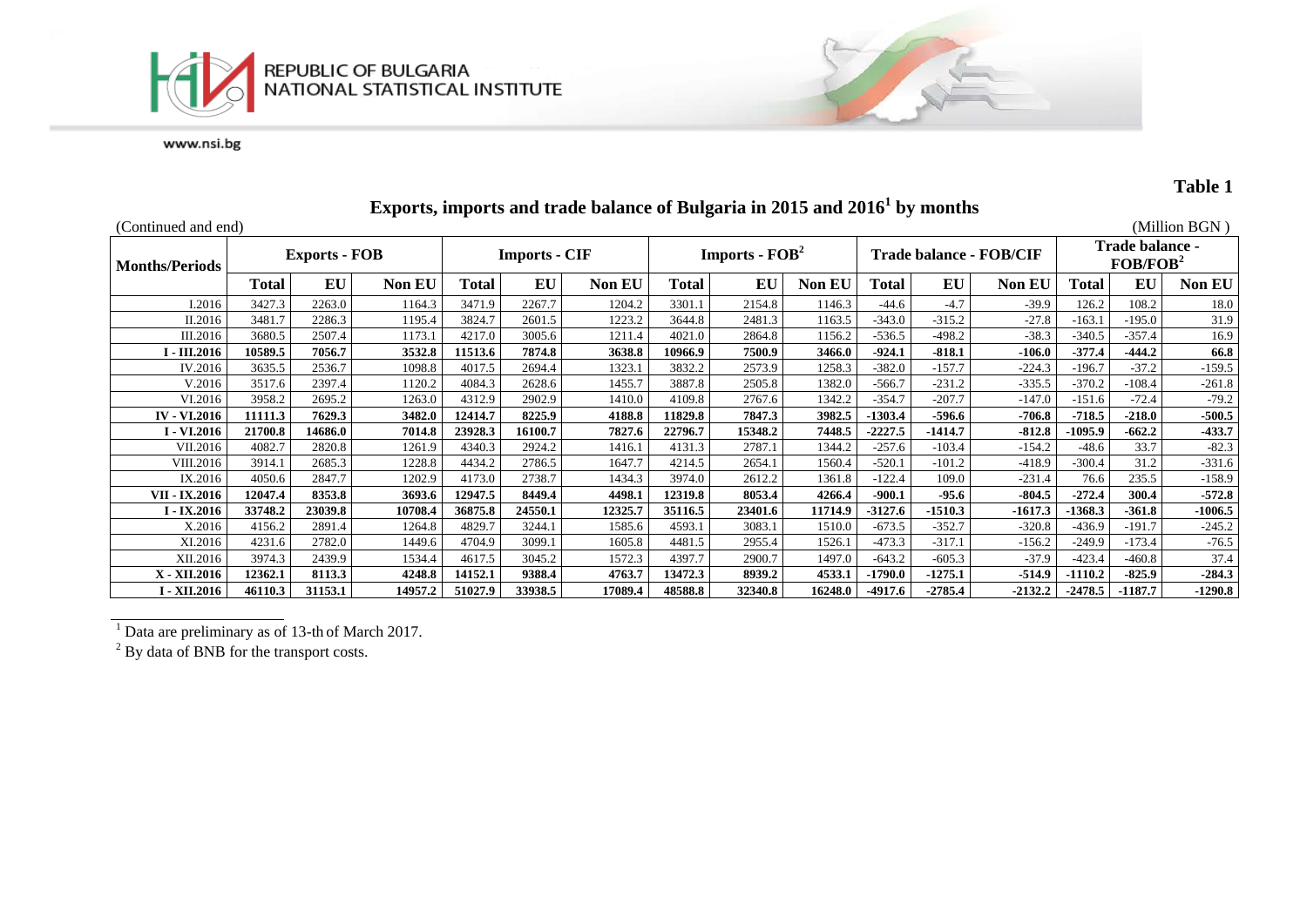**Table 1**

# Exports, imports and trade balance of Bulgaria in 2015 and 2016[1] by months

(Continued and end) (Million BGN )

| Months/Periods | Exports - FOB | | | Imports - CIF | | | Imports - FOB[2] | | | Trade balance - FOB/CIF | | | Trade balance - FOB/FOB[2] | | |
|---|---|---|---|---|---|---|---|---|---|---|---|---|---|---|---|
| | **Total** | **EU** | **Non EU** | **Total** | **EU** | **Non EU** | **Total** | **EU** | **Non EU** | **Total** | **EU** | **Non EU** | **Total** | **EU** | **Non EU** |
| I.2016 | 3427.3 | 2263.0 | 1164.3 | 3471.9 | 2267.7 | 1204.2 | 3301.1 | 2154.8 | 1146.3 | -44.6 | -4.7 | -39.9 | 126.2 | 108.2 | 18.0 |
| II.2016 | 3481.7 | 2286.3 | 1195.4 | 3824.7 | 2601.5 | 1223.2 | 3644.8 | 2481.3 | 1163.5 | -343.0 | -315.2 | -27.8 | -163.1 | -195.0 | 31.9 |
| III.2016 | 3680.5 | 2507.4 | 1173.1 | 4217.0 | 3005.6 | 1211.4 | 4021.0 | 2864.8 | 1156.2 | -536.5 | -498.2 | -38.3 | -340.5 | -357.4 | 16.9 |
| **I - III.2016** | **10589.5** | **7056.7** | **3532.8** | **11513.6** | **7874.8** | **3638.8** | **10966.9** | **7500.9** | **3466.0** | **-924.1** | **-818.1** | **-106.0** | **-377.4** | **-444.2** | **66.8** |
| IV.2016 | 3635.5 | 2536.7 | 1098.8 | 4017.5 | 2694.4 | 1323.1 | 3832.2 | 2573.9 | 1258.3 | -382.0 | -157.7 | -224.3 | -196.7 | -37.2 | -159.5 |
| V.2016 | 3517.6 | 2397.4 | 1120.2 | 4084.3 | 2628.6 | 1455.7 | 3887.8 | 2505.8 | 1382.0 | -566.7 | -231.2 | -335.5 | -370.2 | -108.4 | -261.8 |
| VI.2016 | 3958.2 | 2695.2 | 1263.0 | 4312.9 | 2902.9 | 1410.0 | 4109.8 | 2767.6 | 1342.2 | -354.7 | -207.7 | -147.0 | -151.6 | -72.4 | -79.2 |
| **IV - VI.2016** | **11111.3** | **7629.3** | **3482.0** | **12414.7** | **8225.9** | **4188.8** | **11829.8** | **7847.3** | **3982.5** | **-1303.4** | **-596.6** | **-706.8** | **-718.5** | **-218.0** | **-500.5** |
| **I - VI.2016** | **21700.8** | **14686.0** | **7014.8** | **23928.3** | **16100.7** | **7827.6** | **22796.7** | **15348.2** | **7448.5** | **-2227.5** | **-1414.7** | **-812.8** | **-1095.9** | **-662.2** | **-433.7** |
| VII.2016 | 4082.7 | 2820.8 | 1261.9 | 4340.3 | 2924.2 | 1416.1 | 4131.3 | 2787.1 | 1344.2 | -257.6 | -103.4 | -154.2 | -48.6 | 33.7 | -82.3 |
| VIII.2016 | 3914.1 | 2685.3 | 1228.8 | 4434.2 | 2786.5 | 1647.7 | 4214.5 | 2654.1 | 1560.4 | -520.1 | -101.2 | -418.9 | -300.4 | 31.2 | -331.6 |
| IX.2016 | 4050.6 | 2847.7 | 1202.9 | 4173.0 | 2738.7 | 1434.3 | 3974.0 | 2612.2 | 1361.8 | -122.4 | 109.0 | -231.4 | 76.6 | 235.5 | -158.9 |
| **VII - IX.2016** | **12047.4** | **8353.8** | **3693.6** | **12947.5** | **8449.4** | **4498.1** | **12319.8** | **8053.4** | **4266.4** | **-900.1** | **-95.6** | **-804.5** | **-272.4** | **300.4** | **-572.8** |
| **I - IX.2016** | **33748.2** | **23039.8** | **10708.4** | **36875.8** | **24550.1** | **12325.7** | **35116.5** | **23401.6** | **11714.9** | **-3127.6** | **-1510.3** | **-1617.3** | **-1368.3** | **-361.8** | **-1006.5** |
| X.2016 | 4156.2 | 2891.4 | 1264.8 | 4829.7 | 3244.1 | 1585.6 | 4593.1 | 3083.1 | 1510.0 | -673.5 | -352.7 | -320.8 | -436.9 | -191.7 | -245.2 |
| XI.2016 | 4231.6 | 2782.0 | 1449.6 | 4704.9 | 3099.1 | 1605.8 | 4481.5 | 2955.4 | 1526.1 | -473.3 | -317.1 | -156.2 | -249.9 | -173.4 | -76.5 |
| XII.2016 | 3974.3 | 2439.9 | 1534.4 | 4617.5 | 3045.2 | 1572.3 | 4397.7 | 2900.7 | 1497.0 | -643.2 | -605.3 | -37.9 | -423.4 | -460.8 | 37.4 |
| **X - XII.2016** | **12362.1** | **8113.3** | **4248.8** | **14152.1** | **9388.4** | **4763.7** | **13472.3** | **8939.2** | **4533.1** | **-1790.0** | **-1275.1** | **-514.9** | **-1110.2** | **-825.9** | **-284.3** |
| **I - XII.2016** | **46110.3** | **31153.1** | **14957.2** | **51027.9** | **33938.5** | **17089.4** | **48588.8** | **32340.8** | **16248.0** | **-4917.6** | **-2785.4** | **-2132.2** | **-2478.5** | **-1187.7** | **-1290.8** |

[1] Data are preliminary as of 13-th of March 2017.

[2] By data of BNB for the transport costs.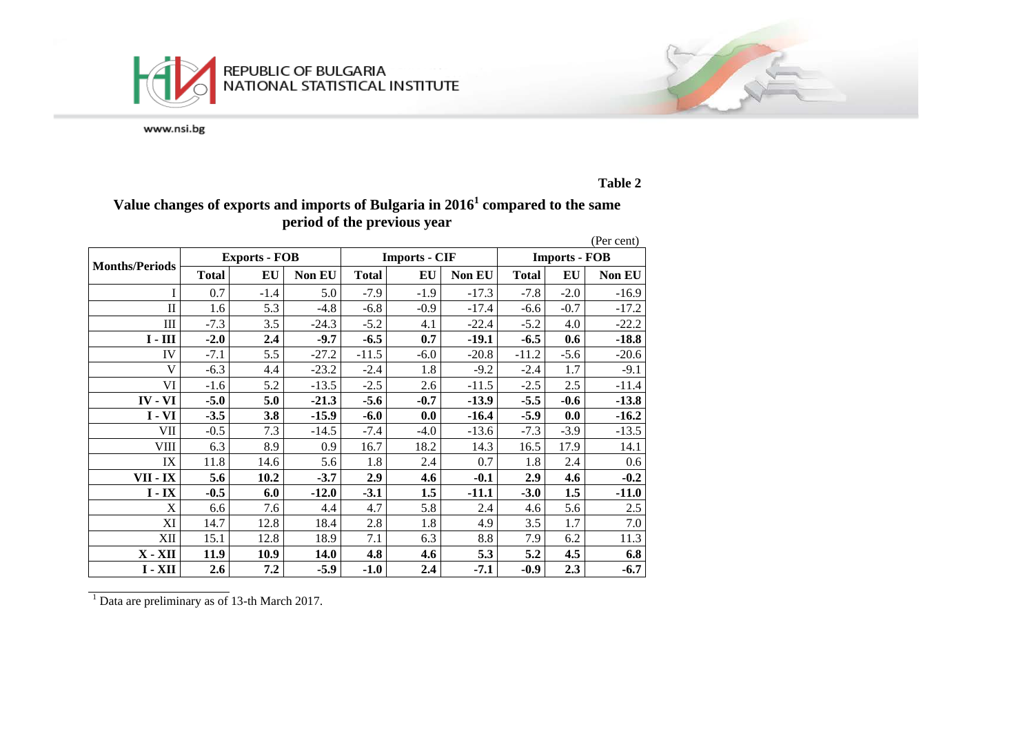**Table 2**

## Value changes of exports and imports of Bulgaria in 2016[1] compared to the same period of the previous year

(Per cent)

| Months/Periods | Exports - FOB | | | Imports - CIF | | | Imports - FOB | | |
|---|---|---|---|---|---|---|---|---|---|
| | Total | EU | Non EU | Total | EU | Non EU | Total | EU | Non EU |
| I | 0.7 | -1.4 | 5.0 | -7.9 | -1.9 | -17.3 | -7.8 | -2.0 | -16.9 |
| II | 1.6 | 5.3 | -4.8 | -6.8 | -0.9 | -17.4 | -6.6 | -0.7 | -17.2 |
| III | -7.3 | 3.5 | -24.3 | -5.2 | 4.1 | -22.4 | -5.2 | 4.0 | -22.2 |
| **I - III** | **-2.0** | **2.4** | **-9.7** | **-6.5** | **0.7** | **-19.1** | **-6.5** | **0.6** | **-18.8** |
| IV | -7.1 | 5.5 | -27.2 | -11.5 | -6.0 | -20.8 | -11.2 | -5.6 | -20.6 |
| V | -6.3 | 4.4 | -23.2 | -2.4 | 1.8 | -9.2 | -2.4 | 1.7 | -9.1 |
| VI | -1.6 | 5.2 | -13.5 | -2.5 | 2.6 | -11.5 | -2.5 | 2.5 | -11.4 |
| **IV - VI** | **-5.0** | **5.0** | **-21.3** | **-5.6** | **-0.7** | **-13.9** | **-5.5** | **-0.6** | **-13.8** |
| **I - VI** | **-3.5** | **3.8** | **-15.9** | **-6.0** | **0.0** | **-16.4** | **-5.9** | **0.0** | **-16.2** |
| VII | -0.5 | 7.3 | -14.5 | -7.4 | -4.0 | -13.6 | -7.3 | -3.9 | -13.5 |
| VIII | 6.3 | 8.9 | 0.9 | 16.7 | 18.2 | 14.3 | 16.5 | 17.9 | 14.1 |
| IX | 11.8 | 14.6 | 5.6 | 1.8 | 2.4 | 0.7 | 1.8 | 2.4 | 0.6 |
| **VII - IX** | **5.6** | **10.2** | **-3.7** | **2.9** | **4.6** | **-0.1** | **2.9** | **4.6** | **-0.2** |
| **I - IX** | **-0.5** | **6.0** | **-12.0** | **-3.1** | **1.5** | **-11.1** | **-3.0** | **1.5** | **-11.0** |
| X | 6.6 | 7.6 | 4.4 | 4.7 | 5.8 | 2.4 | 4.6 | 5.6 | 2.5 |
| XI | 14.7 | 12.8 | 18.4 | 2.8 | 1.8 | 4.9 | 3.5 | 1.7 | 7.0 |
| XII | 15.1 | 12.8 | 18.9 | 7.1 | 6.3 | 8.8 | 7.9 | 6.2 | 11.3 |
| **X - XII** | **11.9** | **10.9** | **14.0** | **4.8** | **4.6** | **5.3** | **5.2** | **4.5** | **6.8** |
| **I - XII** | **2.6** | **7.2** | **-5.9** | **-1.0** | **2.4** | **-7.1** | **-0.9** | **2.3** | **-6.7** |

[1] Data are preliminary as of 13-th March 2017.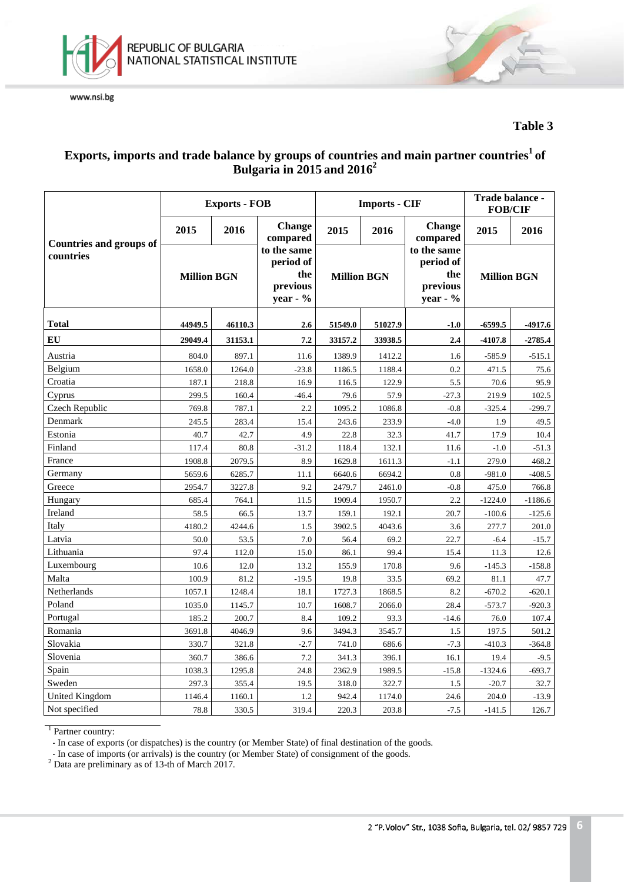**Table 3**

## Exports, imports and trade balance by groups of countries and main partner countries[1] of Bulgaria in 2015 and 2016[2]

| Countries and groups of countries | Exports - FOB | | | Imports - CIF | | | Trade balance - FOB/CIF | |
|---|---|---|---|---|---|---|---|---|
| | 2015 | 2016 | Change compared to the same period of the previous year - % | 2015 | 2016 | Change compared to the same period of the previous year - % | 2015 | 2016 |
| | Million BGN | | | Million BGN | | | Million BGN | |
| **Total** | **44949.5** | **46110.3** | **2.6** | **51549.0** | **51027.9** | **-1.0** | **-6599.5** | **-4917.6** |
| **EU** | **29049.4** | **31153.1** | **7.2** | **33157.2** | **33938.5** | **2.4** | **-4107.8** | **-2785.4** |
| Austria | 804.0 | 897.1 | 11.6 | 1389.9 | 1412.2 | 1.6 | -585.9 | -515.1 |
| Belgium | 1658.0 | 1264.0 | -23.8 | 1186.5 | 1188.4 | 0.2 | 471.5 | 75.6 |
| Croatia | 187.1 | 218.8 | 16.9 | 116.5 | 122.9 | 5.5 | 70.6 | 95.9 |
| Cyprus | 299.5 | 160.4 | -46.4 | 79.6 | 57.9 | -27.3 | 219.9 | 102.5 |
| Czech Republic | 769.8 | 787.1 | 2.2 | 1095.2 | 1086.8 | -0.8 | -325.4 | -299.7 |
| Denmark | 245.5 | 283.4 | 15.4 | 243.6 | 233.9 | -4.0 | 1.9 | 49.5 |
| Estonia | 40.7 | 42.7 | 4.9 | 22.8 | 32.3 | 41.7 | 17.9 | 10.4 |
| Finland | 117.4 | 80.8 | -31.2 | 118.4 | 132.1 | 11.6 | -1.0 | -51.3 |
| France | 1908.8 | 2079.5 | 8.9 | 1629.8 | 1611.3 | -1.1 | 279.0 | 468.2 |
| Germany | 5659.6 | 6285.7 | 11.1 | 6640.6 | 6694.2 | 0.8 | -981.0 | -408.5 |
| Greece | 2954.7 | 3227.8 | 9.2 | 2479.7 | 2461.0 | -0.8 | 475.0 | 766.8 |
| Hungary | 685.4 | 764.1 | 11.5 | 1909.4 | 1950.7 | 2.2 | -1224.0 | -1186.6 |
| Ireland | 58.5 | 66.5 | 13.7 | 159.1 | 192.1 | 20.7 | -100.6 | -125.6 |
| Italy | 4180.2 | 4244.6 | 1.5 | 3902.5 | 4043.6 | 3.6 | 277.7 | 201.0 |
| Latvia | 50.0 | 53.5 | 7.0 | 56.4 | 69.2 | 22.7 | -6.4 | -15.7 |
| Lithuania | 97.4 | 112.0 | 15.0 | 86.1 | 99.4 | 15.4 | 11.3 | 12.6 |
| Luxembourg | 10.6 | 12.0 | 13.2 | 155.9 | 170.8 | 9.6 | -145.3 | -158.8 |
| Malta | 100.9 | 81.2 | -19.5 | 19.8 | 33.5 | 69.2 | 81.1 | 47.7 |
| Netherlands | 1057.1 | 1248.4 | 18.1 | 1727.3 | 1868.5 | 8.2 | -670.2 | -620.1 |
| Poland | 1035.0 | 1145.7 | 10.7 | 1608.7 | 2066.0 | 28.4 | -573.7 | -920.3 |
| Portugal | 185.2 | 200.7 | 8.4 | 109.2 | 93.3 | -14.6 | 76.0 | 107.4 |
| Romania | 3691.8 | 4046.9 | 9.6 | 3494.3 | 3545.7 | 1.5 | 197.5 | 501.2 |
| Slovakia | 330.7 | 321.8 | -2.7 | 741.0 | 686.6 | -7.3 | -410.3 | -364.8 |
| Slovenia | 360.7 | 386.6 | 7.2 | 341.3 | 396.1 | 16.1 | 19.4 | -9.5 |
| Spain | 1038.3 | 1295.8 | 24.8 | 2362.9 | 1989.5 | -15.8 | -1324.6 | -693.7 |
| Sweden | 297.3 | 355.4 | 19.5 | 318.0 | 322.7 | 1.5 | -20.7 | 32.7 |
| United Kingdom | 1146.4 | 1160.1 | 1.2 | 942.4 | 1174.0 | 24.6 | 204.0 | -13.9 |
| Not specified | 78.8 | 330.5 | 319.4 | 220.3 | 203.8 | -7.5 | -141.5 | 126.7 |

[1] Partner country:
- In case of exports (or dispatches) is the country (or Member State) of final destination of the goods.
- In case of imports (or arrivals) is the country (or Member State) of consignment of the goods.

[2] Data are preliminary as of 13-th of March 2017.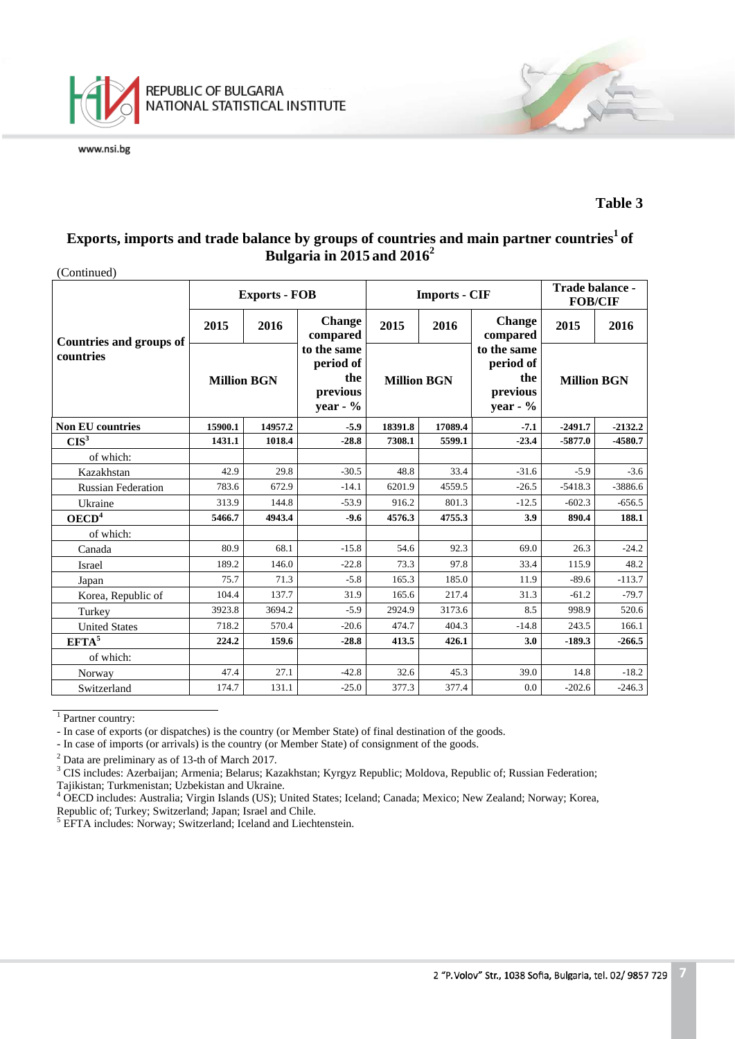**Table 3**

## Exports, imports and trade balance by groups of countries and main partner countries[1] of Bulgaria in 2015 and 2016[2]

(Continued)

| Countries and groups of countries | Exports - FOB | | | Imports - CIF | | | Trade balance - FOB/CIF | |
|---|---|---|---|---|---|---|---|---|
| | 2015 | 2016 | Change compared to the same period of the previous year - % | 2015 | 2016 | Change compared to the same period of the previous year - % | 2015 | 2016 |
| | Million BGN | | | Million BGN | | | Million BGN | |
| **Non EU countries** | **15900.1** | **14957.2** | **-5.9** | **18391.8** | **17089.4** | **-7.1** | **-2491.7** | **-2132.2** |
| **CIS[3]** | **1431.1** | **1018.4** | **-28.8** | **7308.1** | **5599.1** | **-23.4** | **-5877.0** | **-4580.7** |
| of which: | | | | | | | | |
| Kazakhstan | 42.9 | 29.8 | -30.5 | 48.8 | 33.4 | -31.6 | -5.9 | -3.6 |
| Russian Federation | 783.6 | 672.9 | -14.1 | 6201.9 | 4559.5 | -26.5 | -5418.3 | -3886.6 |
| Ukraine | 313.9 | 144.8 | -53.9 | 916.2 | 801.3 | -12.5 | -602.3 | -656.5 |
| **OECD[4]** | **5466.7** | **4943.4** | **-9.6** | **4576.3** | **4755.3** | **3.9** | **890.4** | **188.1** |
| of which: | | | | | | | | |
| Canada | 80.9 | 68.1 | -15.8 | 54.6 | 92.3 | 69.0 | 26.3 | -24.2 |
| Israel | 189.2 | 146.0 | -22.8 | 73.3 | 97.8 | 33.4 | 115.9 | 48.2 |
| Japan | 75.7 | 71.3 | -5.8 | 165.3 | 185.0 | 11.9 | -89.6 | -113.7 |
| Korea, Republic of | 104.4 | 137.7 | 31.9 | 165.6 | 217.4 | 31.3 | -61.2 | -79.7 |
| Turkey | 3923.8 | 3694.2 | -5.9 | 2924.9 | 3173.6 | 8.5 | 998.9 | 520.6 |
| United States | 718.2 | 570.4 | -20.6 | 474.7 | 404.3 | -14.8 | 243.5 | 166.1 |
| **EFTA[5]** | **224.2** | **159.6** | **-28.8** | **413.5** | **426.1** | **3.0** | **-189.3** | **-266.5** |
| of which: | | | | | | | | |
| Norway | 47.4 | 27.1 | -42.8 | 32.6 | 45.3 | 39.0 | 14.8 | -18.2 |
| Switzerland | 174.7 | 131.1 | -25.0 | 377.3 | 377.4 | 0.0 | -202.6 | -246.3 |

[1] Partner country:
- In case of exports (or dispatches) is the country (or Member State) of final destination of the goods.
- In case of imports (or arrivals) is the country (or Member State) of consignment of the goods.

[2] Data are preliminary as of 13-th of March 2017.

[3] CIS includes: Azerbaijan; Armenia; Belarus; Kazakhstan; Kyrgyz Republic; Moldova, Republic of; Russian Federation; Tajikistan; Turkmenistan; Uzbekistan and Ukraine.

[4] OECD includes: Australia; Virgin Islands (US); United States; Iceland; Canada; Mexico; New Zealand; Norway; Korea, Republic of; Turkey; Switzerland; Japan; Israel and Chile.

[5] EFTA includes: Norway; Switzerland; Iceland and Liechtenstein.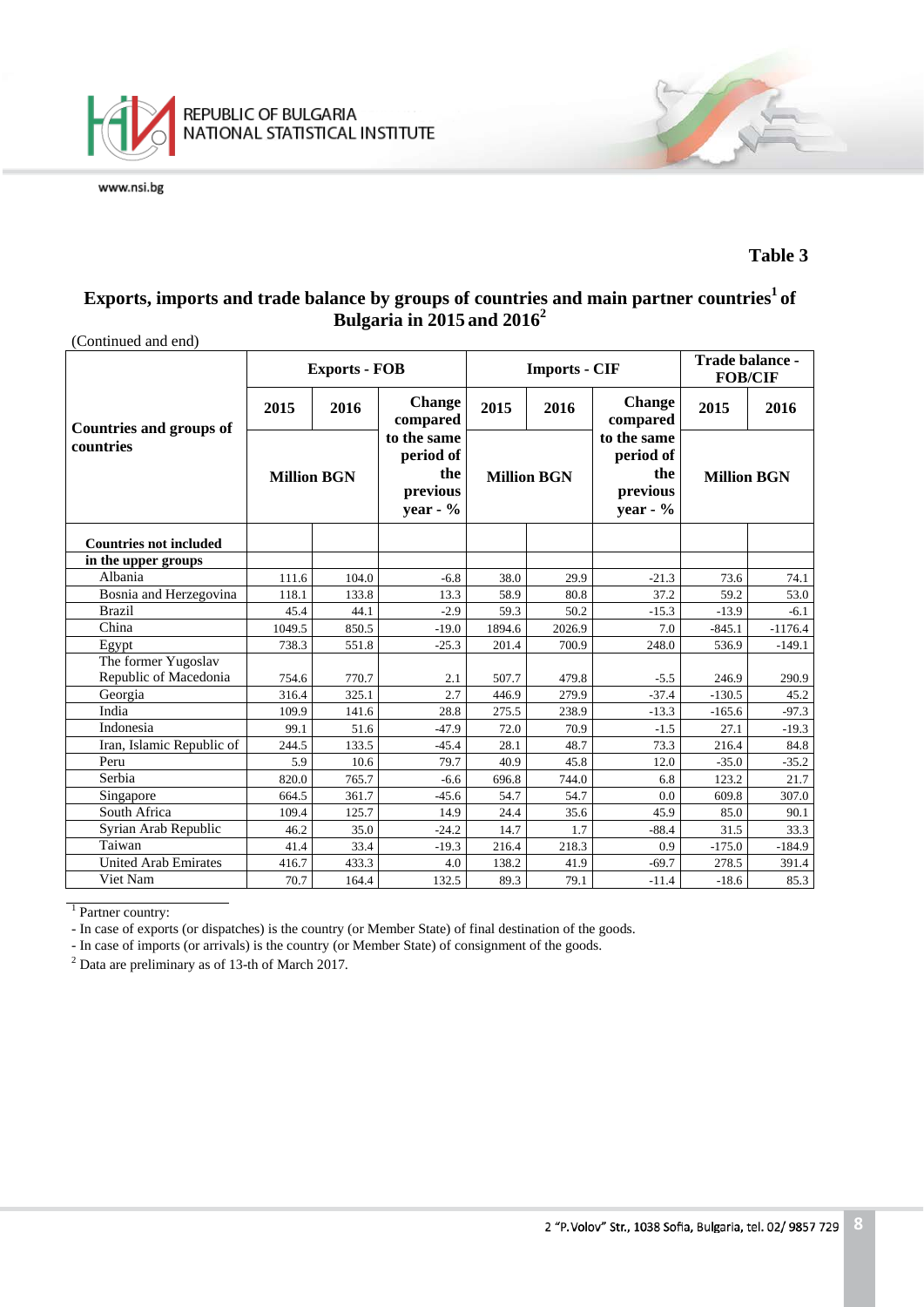## Table 3

### Exports, imports and trade balance by groups of countries and main partner countries[1] of Bulgaria in 2015 and 2016[2]

(Continued and end)

| Countries and groups of countries | Exports - FOB | | | Imports - CIF | | | Trade balance - FOB/CIF | |
|---|---|---|---|---|---|---|---|---|
| | 2015 | 2016 | Change compared to the same period of the previous year - % | 2015 | 2016 | Change compared to the same period of the previous year - % | 2015 | 2016 |
| | Million BGN | | | Million BGN | | | Million BGN | |
| **Countries not included in the upper groups** | | | | | | | | |
| Albania | 111.6 | 104.0 | -6.8 | 38.0 | 29.9 | -21.3 | 73.6 | 74.1 |
| Bosnia and Herzegovina | 118.1 | 133.8 | 13.3 | 58.9 | 80.8 | 37.2 | 59.2 | 53.0 |
| Brazil | 45.4 | 44.1 | -2.9 | 59.3 | 50.2 | -15.3 | -13.9 | -6.1 |
| China | 1049.5 | 850.5 | -19.0 | 1894.6 | 2026.9 | 7.0 | -845.1 | -1176.4 |
| Egypt | 738.3 | 551.8 | -25.3 | 201.4 | 700.9 | 248.0 | 536.9 | -149.1 |
| The former Yugoslav Republic of Macedonia | 754.6 | 770.7 | 2.1 | 507.7 | 479.8 | -5.5 | 246.9 | 290.9 |
| Georgia | 316.4 | 325.1 | 2.7 | 446.9 | 279.9 | -37.4 | -130.5 | 45.2 |
| India | 109.9 | 141.6 | 28.8 | 275.5 | 238.9 | -13.3 | -165.6 | -97.3 |
| Indonesia | 99.1 | 51.6 | -47.9 | 72.0 | 70.9 | -1.5 | 27.1 | -19.3 |
| Iran, Islamic Republic of | 244.5 | 133.5 | -45.4 | 28.1 | 48.7 | 73.3 | 216.4 | 84.8 |
| Peru | 5.9 | 10.6 | 79.7 | 40.9 | 45.8 | 12.0 | -35.0 | -35.2 |
| Serbia | 820.0 | 765.7 | -6.6 | 696.8 | 744.0 | 6.8 | 123.2 | 21.7 |
| Singapore | 664.5 | 361.7 | -45.6 | 54.7 | 54.7 | 0.0 | 609.8 | 307.0 |
| South Africa | 109.4 | 125.7 | 14.9 | 24.4 | 35.6 | 45.9 | 85.0 | 90.1 |
| Syrian Arab Republic | 46.2 | 35.0 | -24.2 | 14.7 | 1.7 | -88.4 | 31.5 | 33.3 |
| Taiwan | 41.4 | 33.4 | -19.3 | 216.4 | 218.3 | 0.9 | -175.0 | -184.9 |
| United Arab Emirates | 416.7 | 433.3 | 4.0 | 138.2 | 41.9 | -69.7 | 278.5 | 391.4 |
| Viet Nam | 70.7 | 164.4 | 132.5 | 89.3 | 79.1 | -11.4 | -18.6 | 85.3 |

[1] Partner country:

- In case of exports (or dispatches) is the country (or Member State) of final destination of the goods.
- In case of imports (or arrivals) is the country (or Member State) of consignment of the goods.

[2] Data are preliminary as of 13-th of March 2017.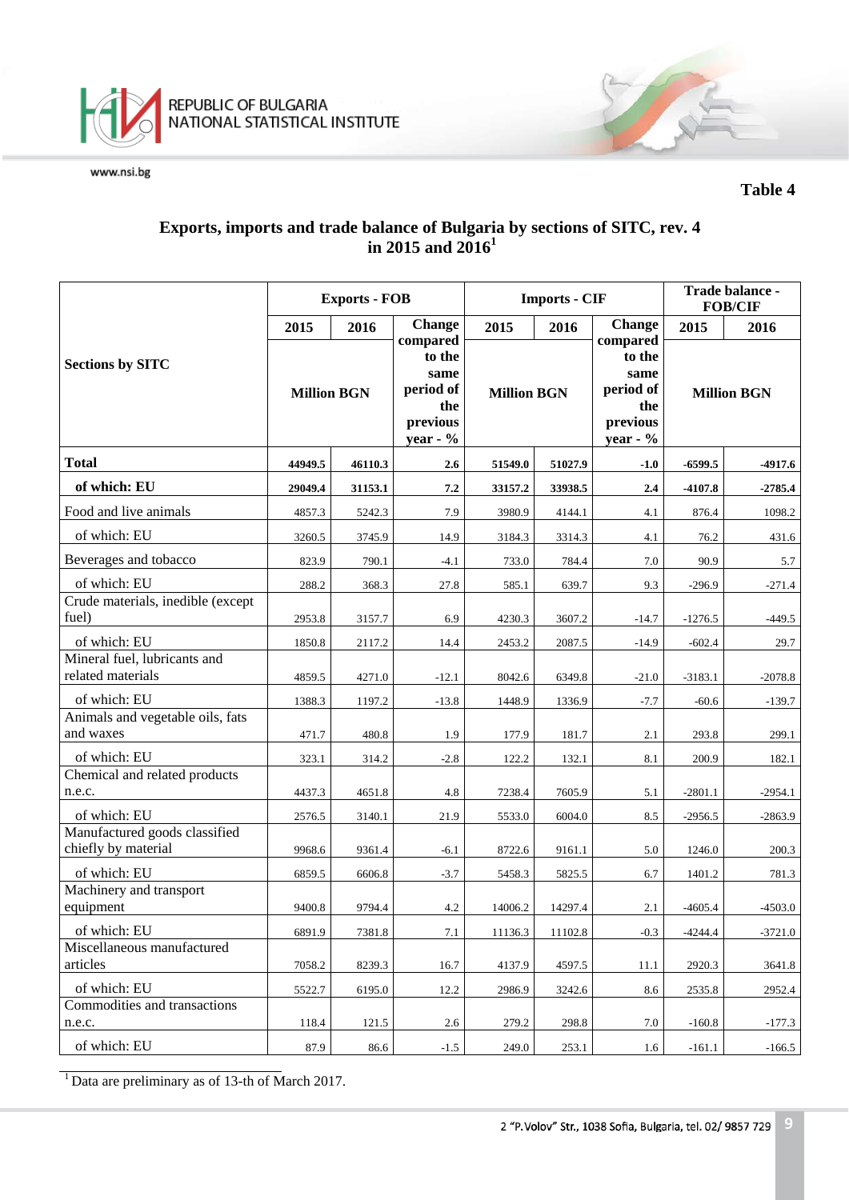**Table 4**

## Exports, imports and trade balance of Bulgaria by sections of SITC, rev. 4 in 2015 and 2016[1]

| Sections by SITC | Exports - FOB | | | Imports - CIF | | | Trade balance - FOB/CIF | |
|---|---|---|---|---|---|---|---|---|
| | 2015 | 2016 | Change compared to the same period of the previous year - % | 2015 | 2016 | Change compared to the same period of the previous year - % | 2015 | 2016 |
| | Million BGN | | | Million BGN | | | Million BGN | |
| **Total** | **44949.5** | **46110.3** | **2.6** | **51549.0** | **51027.9** | **-1.0** | **-6599.5** | **-4917.6** |
| **of which: EU** | **29049.4** | **31153.1** | **7.2** | **33157.2** | **33938.5** | **2.4** | **-4107.8** | **-2785.4** |
| Food and live animals | 4857.3 | 5242.3 | 7.9 | 3980.9 | 4144.1 | 4.1 | 876.4 | 1098.2 |
| of which: EU | 3260.5 | 3745.9 | 14.9 | 3184.3 | 3314.3 | 4.1 | 76.2 | 431.6 |
| Beverages and tobacco | 823.9 | 790.1 | -4.1 | 733.0 | 784.4 | 7.0 | 90.9 | 5.7 |
| of which: EU | 288.2 | 368.3 | 27.8 | 585.1 | 639.7 | 9.3 | -296.9 | -271.4 |
| Crude materials, inedible (except fuel) | 2953.8 | 3157.7 | 6.9 | 4230.3 | 3607.2 | -14.7 | -1276.5 | -449.5 |
| of which: EU | 1850.8 | 2117.2 | 14.4 | 2453.2 | 2087.5 | -14.9 | -602.4 | 29.7 |
| Mineral fuel, lubricants and related materials | 4859.5 | 4271.0 | -12.1 | 8042.6 | 6349.8 | -21.0 | -3183.1 | -2078.8 |
| of which: EU | 1388.3 | 1197.2 | -13.8 | 1448.9 | 1336.9 | -7.7 | -60.6 | -139.7 |
| Animals and vegetable oils, fats and waxes | 471.7 | 480.8 | 1.9 | 177.9 | 181.7 | 2.1 | 293.8 | 299.1 |
| of which: EU | 323.1 | 314.2 | -2.8 | 122.2 | 132.1 | 8.1 | 200.9 | 182.1 |
| Chemical and related products n.e.c. | 4437.3 | 4651.8 | 4.8 | 7238.4 | 7605.9 | 5.1 | -2801.1 | -2954.1 |
| of which: EU | 2576.5 | 3140.1 | 21.9 | 5533.0 | 6004.0 | 8.5 | -2956.5 | -2863.9 |
| Manufactured goods classified chiefly by material | 9968.6 | 9361.4 | -6.1 | 8722.6 | 9161.1 | 5.0 | 1246.0 | 200.3 |
| of which: EU | 6859.5 | 6606.8 | -3.7 | 5458.3 | 5825.5 | 6.7 | 1401.2 | 781.3 |
| Machinery and transport equipment | 9400.8 | 9794.4 | 4.2 | 14006.2 | 14297.4 | 2.1 | -4605.4 | -4503.0 |
| of which: EU | 6891.9 | 7381.8 | 7.1 | 11136.3 | 11102.8 | -0.3 | -4244.4 | -3721.0 |
| Miscellaneous manufactured articles | 7058.2 | 8239.3 | 16.7 | 4137.9 | 4597.5 | 11.1 | 2920.3 | 3641.8 |
| of which: EU | 5522.7 | 6195.0 | 12.2 | 2986.9 | 3242.6 | 8.6 | 2535.8 | 2952.4 |
| Commodities and transactions n.e.c. | 118.4 | 121.5 | 2.6 | 279.2 | 298.8 | 7.0 | -160.8 | -177.3 |
| of which: EU | 87.9 | 86.6 | -1.5 | 249.0 | 253.1 | 1.6 | -161.1 | -166.5 |

[1] Data are preliminary as of 13-th of March 2017.